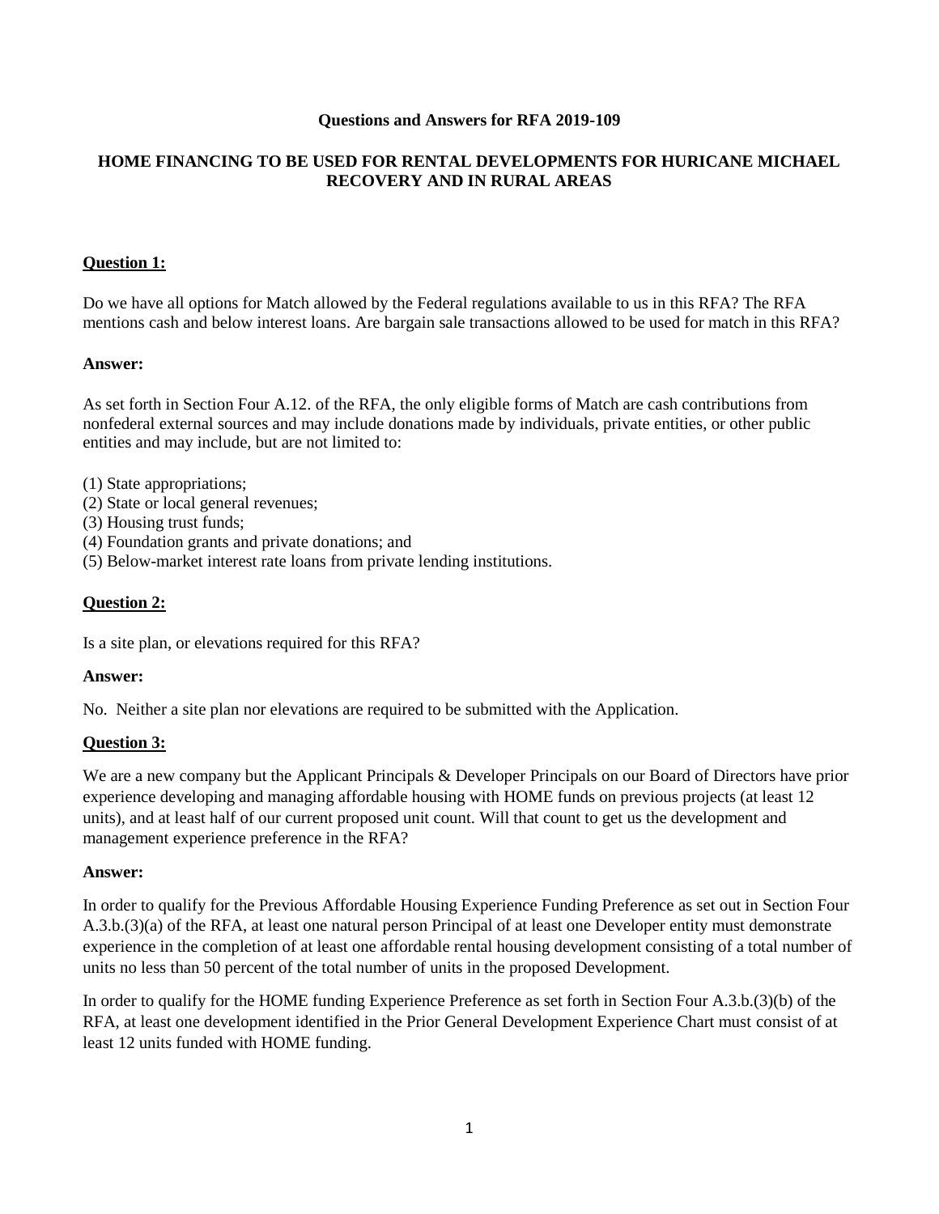**Questions and Answers for RFA 2019-109**

**HOME FINANCING TO BE USED FOR RENTAL DEVELOPMENTS FOR HURICANE MICHAEL RECOVERY AND IN RURAL AREAS**

**Question 1:**

Do we have all options for Match allowed by the Federal regulations available to us in this RFA? The RFA mentions cash and below interest loans. Are bargain sale transactions allowed to be used for match in this RFA?

**Answer:**

As set forth in Section Four A.12. of the RFA, the only eligible forms of Match are cash contributions from nonfederal external sources and may include donations made by individuals, private entities, or other public entities and may include, but are not limited to:

(1) State appropriations;
(2) State or local general revenues;
(3) Housing trust funds;
(4) Foundation grants and private donations; and
(5) Below-market interest rate loans from private lending institutions.

**Question 2:**

Is a site plan, or elevations required for this RFA?

**Answer:**

No. Neither a site plan nor elevations are required to be submitted with the Application.

**Question 3:**

We are a new company but the Applicant Principals & Developer Principals on our Board of Directors have prior experience developing and managing affordable housing with HOME funds on previous projects (at least 12 units), and at least half of our current proposed unit count. Will that count to get us the development and management experience preference in the RFA?

**Answer:**

In order to qualify for the Previous Affordable Housing Experience Funding Preference as set out in Section Four A.3.b.(3)(a) of the RFA, at least one natural person Principal of at least one Developer entity must demonstrate experience in the completion of at least one affordable rental housing development consisting of a total number of units no less than 50 percent of the total number of units in the proposed Development.

In order to qualify for the HOME funding Experience Preference as set forth in Section Four A.3.b.(3)(b) of the RFA, at least one development identified in the Prior General Development Experience Chart must consist of at least 12 units funded with HOME funding.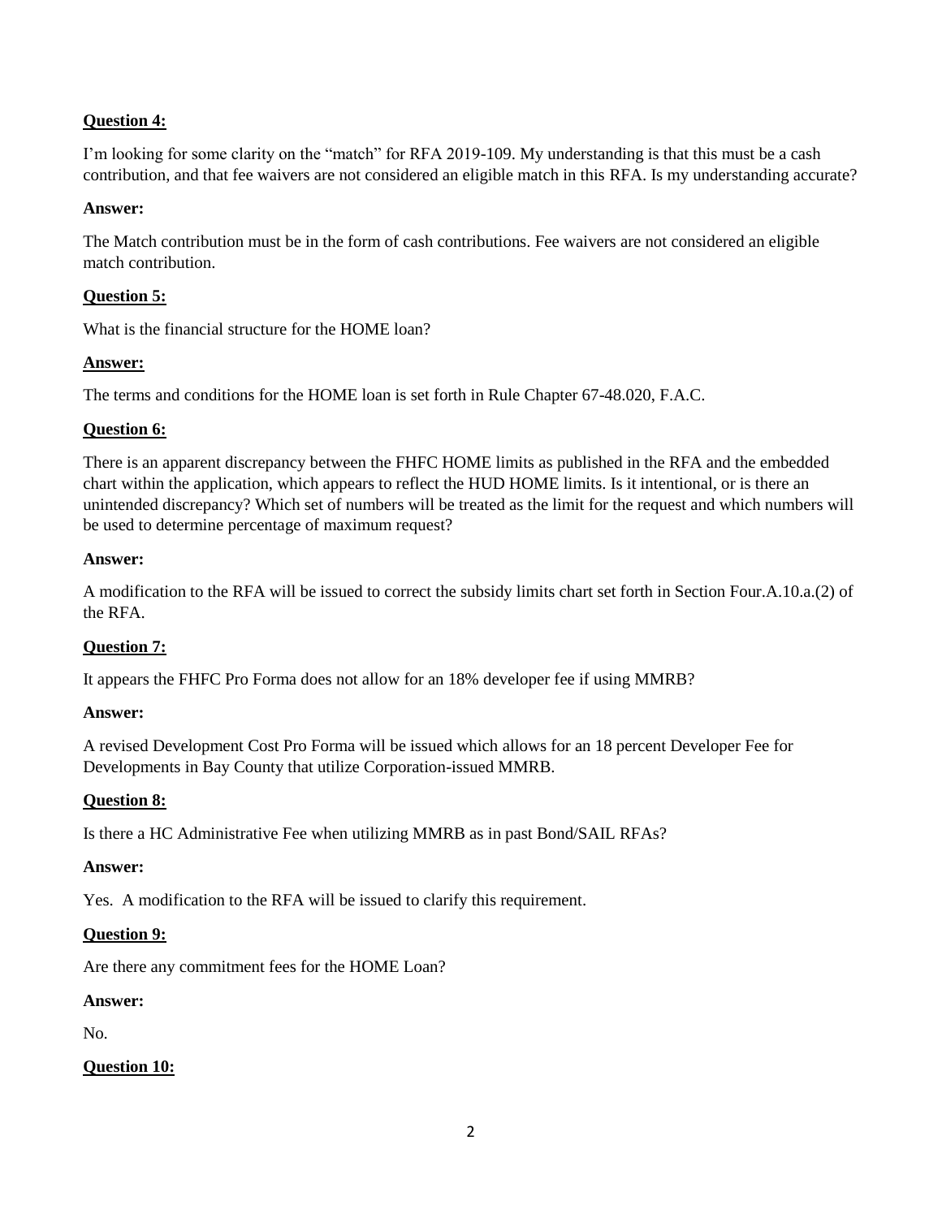**Question 4:**

I'm looking for some clarity on the "match" for RFA 2019-109. My understanding is that this must be a cash contribution, and that fee waivers are not considered an eligible match in this RFA. Is my understanding accurate?

**Answer:**

The Match contribution must be in the form of cash contributions. Fee waivers are not considered an eligible match contribution.

**Question 5:**

What is the financial structure for the HOME loan?

**Answer:**

The terms and conditions for the HOME loan is set forth in Rule Chapter 67-48.020, F.A.C.

**Question 6:**

There is an apparent discrepancy between the FHFC HOME limits as published in the RFA and the embedded chart within the application, which appears to reflect the HUD HOME limits. Is it intentional, or is there an unintended discrepancy? Which set of numbers will be treated as the limit for the request and which numbers will be used to determine percentage of maximum request?

**Answer:**

A modification to the RFA will be issued to correct the subsidy limits chart set forth in Section Four.A.10.a.(2) of the RFA.

**Question 7:**

It appears the FHFC Pro Forma does not allow for an 18% developer fee if using MMRB?

**Answer:**

A revised Development Cost Pro Forma will be issued which allows for an 18 percent Developer Fee for Developments in Bay County that utilize Corporation-issued MMRB.

**Question 8:**

Is there a HC Administrative Fee when utilizing MMRB as in past Bond/SAIL RFAs?

**Answer:**

Yes. A modification to the RFA will be issued to clarify this requirement.

**Question 9:**

Are there any commitment fees for the HOME Loan?

**Answer:**

No.

**Question 10:**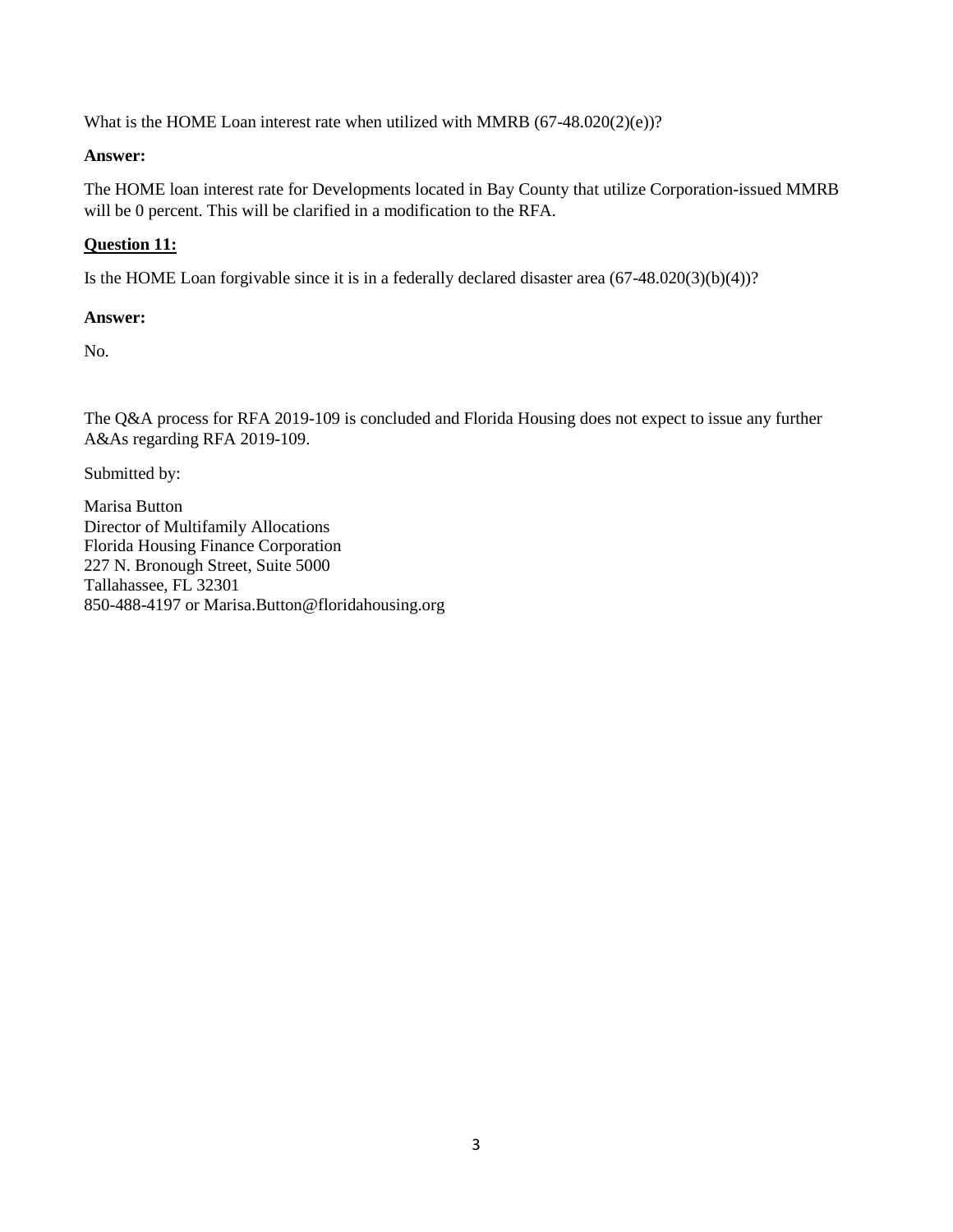What is the HOME Loan interest rate when utilized with MMRB (67-48.020(2)(e))?

**Answer:**

The HOME loan interest rate for Developments located in Bay County that utilize Corporation-issued MMRB will be 0 percent. This will be clarified in a modification to the RFA.

**Question 11:**

Is the HOME Loan forgivable since it is in a federally declared disaster area (67-48.020(3)(b)(4))?

**Answer:**

No.

The Q&A process for RFA 2019-109 is concluded and Florida Housing does not expect to issue any further A&As regarding RFA 2019-109.

Submitted by:

Marisa Button
Director of Multifamily Allocations
Florida Housing Finance Corporation
227 N. Bronough Street, Suite 5000
Tallahassee, FL 32301
850-488-4197 or Marisa.Button@floridahousing.org